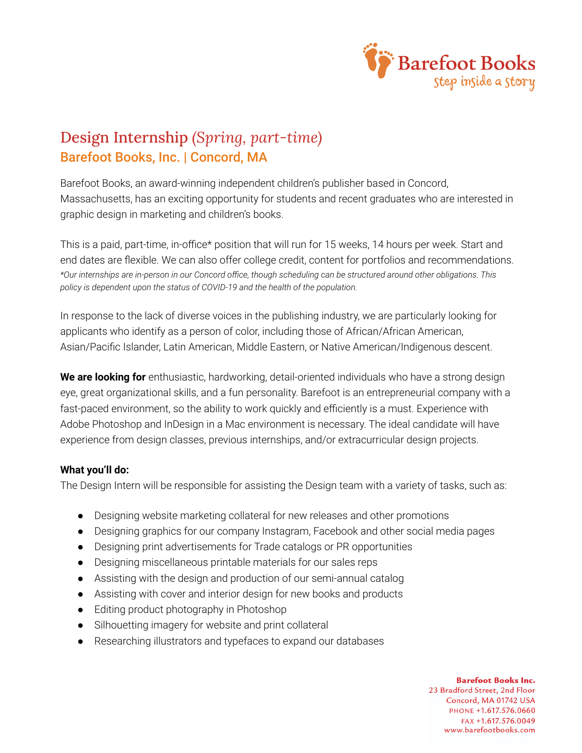# Design Internship *(Spring, part-time)*

## Barefoot Books, Inc. | Concord, MA

Barefoot Books, an award-winning independent children's publisher based in Concord, Massachusetts, has an exciting opportunity for students and recent graduates who are interested in graphic design in marketing and children's books.

This is a paid, part-time, in-office* position that will run for 15 weeks, 14 hours per week. Start and end dates are flexible. We can also offer college credit, content for portfolios and recommendations.
*\*Our internships are in-person in our Concord office, though scheduling can be structured around other obligations. This policy is dependent upon the status of COVID-19 and the health of the population.*

In response to the lack of diverse voices in the publishing industry, we are particularly looking for applicants who identify as a person of color, including those of African/African American, Asian/Pacific Islander, Latin American, Middle Eastern, or Native American/Indigenous descent.

**We are looking for** enthusiastic, hardworking, detail-oriented individuals who have a strong design eye, great organizational skills, and a fun personality. Barefoot is an entrepreneurial company with a fast-paced environment, so the ability to work quickly and efficiently is a must. Experience with Adobe Photoshop and InDesign in a Mac environment is necessary. The ideal candidate will have experience from design classes, previous internships, and/or extracurricular design projects.

**What you'll do:**
The Design Intern will be responsible for assisting the Design team with a variety of tasks, such as:

- Designing website marketing collateral for new releases and other promotions
- Designing graphics for our company Instagram, Facebook and other social media pages
- Designing print advertisements for Trade catalogs or PR opportunities
- Designing miscellaneous printable materials for our sales reps
- Assisting with the design and production of our semi-annual catalog
- Assisting with cover and interior design for new books and products
- Editing product photography in Photoshop
- Silhouetting imagery for website and print collateral
- Researching illustrators and typefaces to expand our databases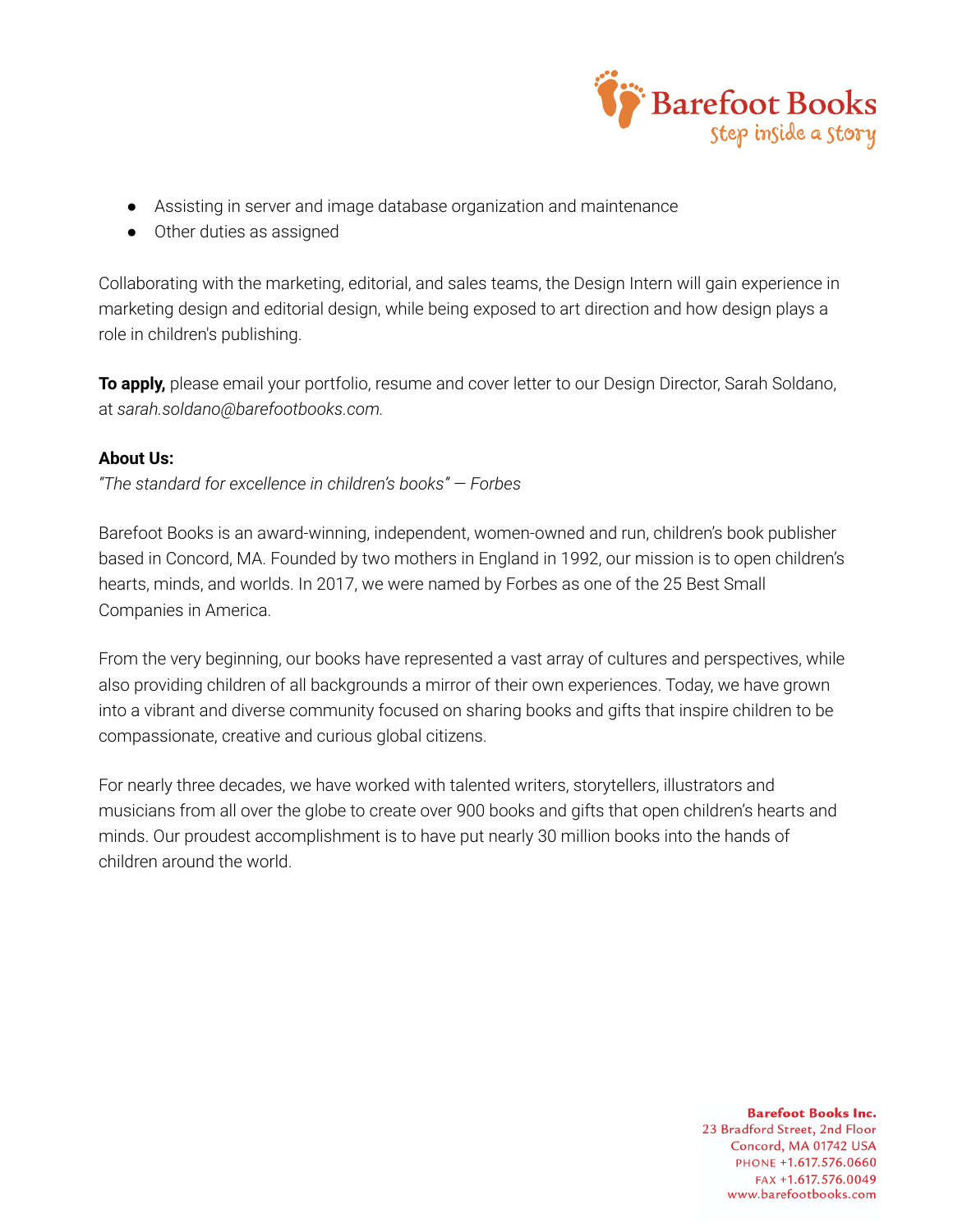- Assisting in server and image database organization and maintenance
- Other duties as assigned

Collaborating with the marketing, editorial, and sales teams, the Design Intern will gain experience in marketing design and editorial design, while being exposed to art direction and how design plays a role in children's publishing.

**To apply,** please email your portfolio, resume and cover letter to our Design Director, Sarah Soldano, at *sarah.soldano@barefootbooks.com.*

**About Us:**

*"The standard for excellence in children's books" — Forbes*

Barefoot Books is an award-winning, independent, women-owned and run, children's book publisher based in Concord, MA. Founded by two mothers in England in 1992, our mission is to open children's hearts, minds, and worlds. In 2017, we were named by Forbes as one of the 25 Best Small Companies in America.

From the very beginning, our books have represented a vast array of cultures and perspectives, while also providing children of all backgrounds a mirror of their own experiences. Today, we have grown into a vibrant and diverse community focused on sharing books and gifts that inspire children to be compassionate, creative and curious global citizens.

For nearly three decades, we have worked with talented writers, storytellers, illustrators and musicians from all over the globe to create over 900 books and gifts that open children's hearts and minds. Our proudest accomplishment is to have put nearly 30 million books into the hands of children around the world.